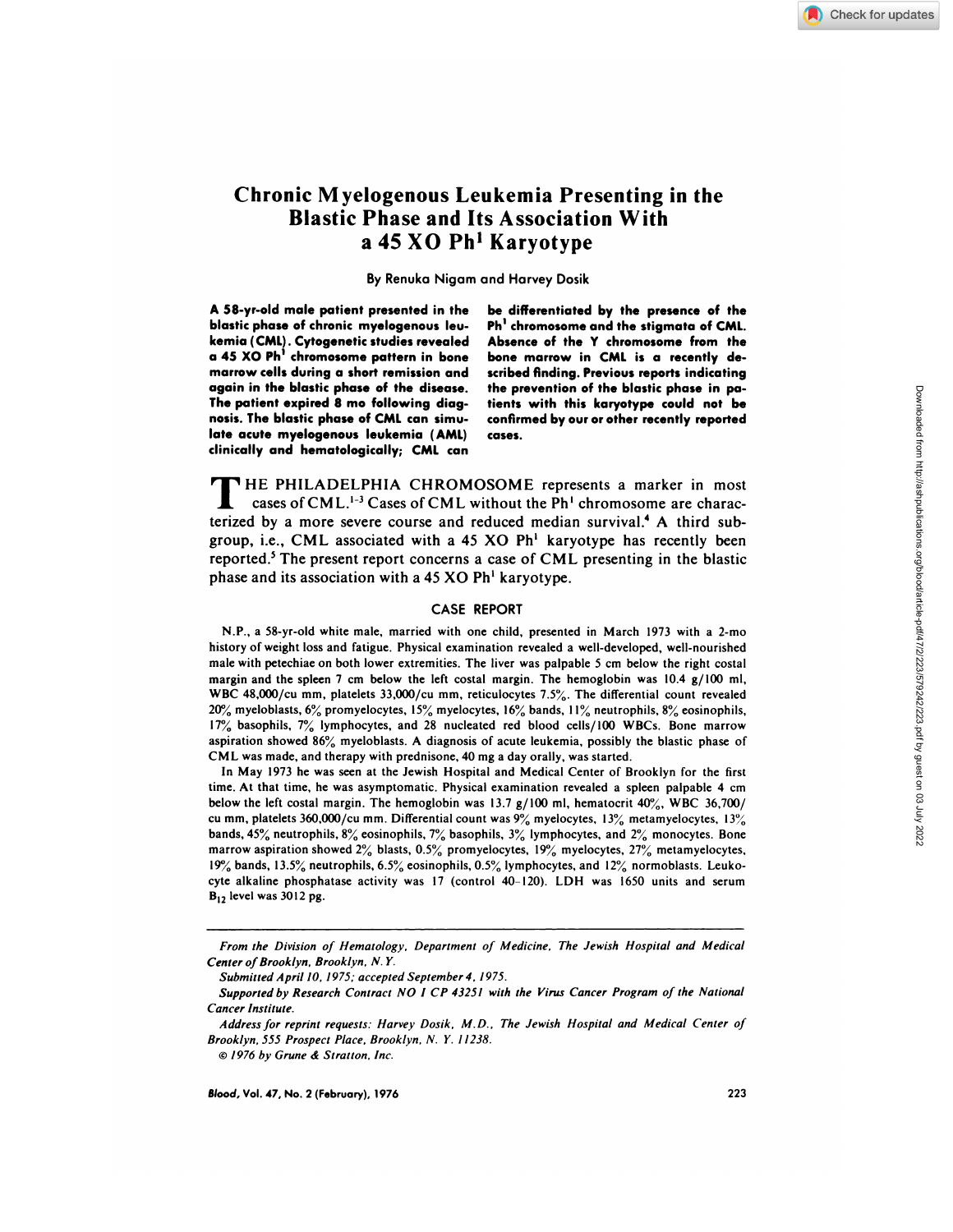# Chronic Myelogenous Leukemia Presenting in the Blastic Phase and Its Association With a 45 XO Ph[1] Karyotype

By Renuka Nigam and Harvey Dosik

**A 58-yr-old male patient presented in the blastic phase of chronic myelogenous leukemia (CML). Cytogenetic studies revealed a 45 XO Ph[1] chromosome pattern in bone marrow cells during a short remission and again in the blastic phase of the disease. The patient expired 8 mo following diagnosis. The blastic phase of CML can simulate acute myelogenous leukemia (AML) clinically and hematologically; CML can be differentiated by the presence of the Ph[1] chromosome and the stigmata of CML. Absence of the Y chromosome from the bone marrow in CML is a recently described finding. Previous reports indicating the prevention of the blastic phase in patients with this karyotype could not be confirmed by our or other recently reported cases.**

THE PHILADELPHIA CHROMOSOME represents a marker in most cases of CML.[1-3] Cases of CML without the Ph[1] chromosome are characterized by a more severe course and reduced median survival.[4] A third subgroup, i.e., CML associated with a 45 XO Ph[1] karyotype has recently been reported.[5] The present report concerns a case of CML presenting in the blastic phase and its association with a 45 XO Ph[1] karyotype.

## CASE REPORT

N.P., a 58-yr-old white male, married with one child, presented in March 1973 with a 2-mo history of weight loss and fatigue. Physical examination revealed a well-developed, well-nourished male with petechiae on both lower extremities. The liver was palpable 5 cm below the right costal margin and the spleen 7 cm below the left costal margin. The hemoglobin was 10.4 g/100 ml, WBC 48,000/cu mm, platelets 33,000/cu mm, reticulocytes 7.5%. The differential count revealed 20% myeloblasts, 6% promyelocytes, 15% myelocytes, 16% bands, 11% neutrophils, 8% eosinophils, 17% basophils, 7% lymphocytes, and 28 nucleated red blood cells/100 WBCs. Bone marrow aspiration showed 86% myeloblasts. A diagnosis of acute leukemia, possibly the blastic phase of CML was made, and therapy with prednisone, 40 mg a day orally, was started.

In May 1973 he was seen at the Jewish Hospital and Medical Center of Brooklyn for the first time. At that time, he was asymptomatic. Physical examination revealed a spleen palpable 4 cm below the left costal margin. The hemoglobin was 13.7 g/100 ml, hematocrit 40%, WBC 36,700/cu mm, platelets 360,000/cu mm. Differential count was 9% myelocytes, 13% metamyelocytes, 13% bands, 45% neutrophils, 8% eosinophils, 7% basophils, 3% lymphocytes, and 2% monocytes. Bone marrow aspiration showed 2% blasts, 0.5% promyelocytes, 19% myelocytes, 27% metamyelocytes, 19% bands, 13.5% neutrophils, 6.5% eosinophils, 0.5% lymphocytes, and 12% normoblasts. Leukocyte alkaline phosphatase activity was 17 (control 40–120). LDH was 1650 units and serum $B_{12}$ level was 3012 pg.

---

*From the Division of Hematology, Department of Medicine, The Jewish Hospital and Medical Center of Brooklyn, Brooklyn, N.Y.*

*Submitted April 10, 1975; accepted September 4, 1975.*

*Supported by Research Contract NO 1 CP 43251 with the Virus Cancer Program of the National Cancer Institute.*

*Address for reprint requests: Harvey Dosik, M.D., The Jewish Hospital and Medical Center of Brooklyn, 555 Prospect Place, Brooklyn, N. Y. 11238.*

*© 1976 by Grune & Stratton, Inc.*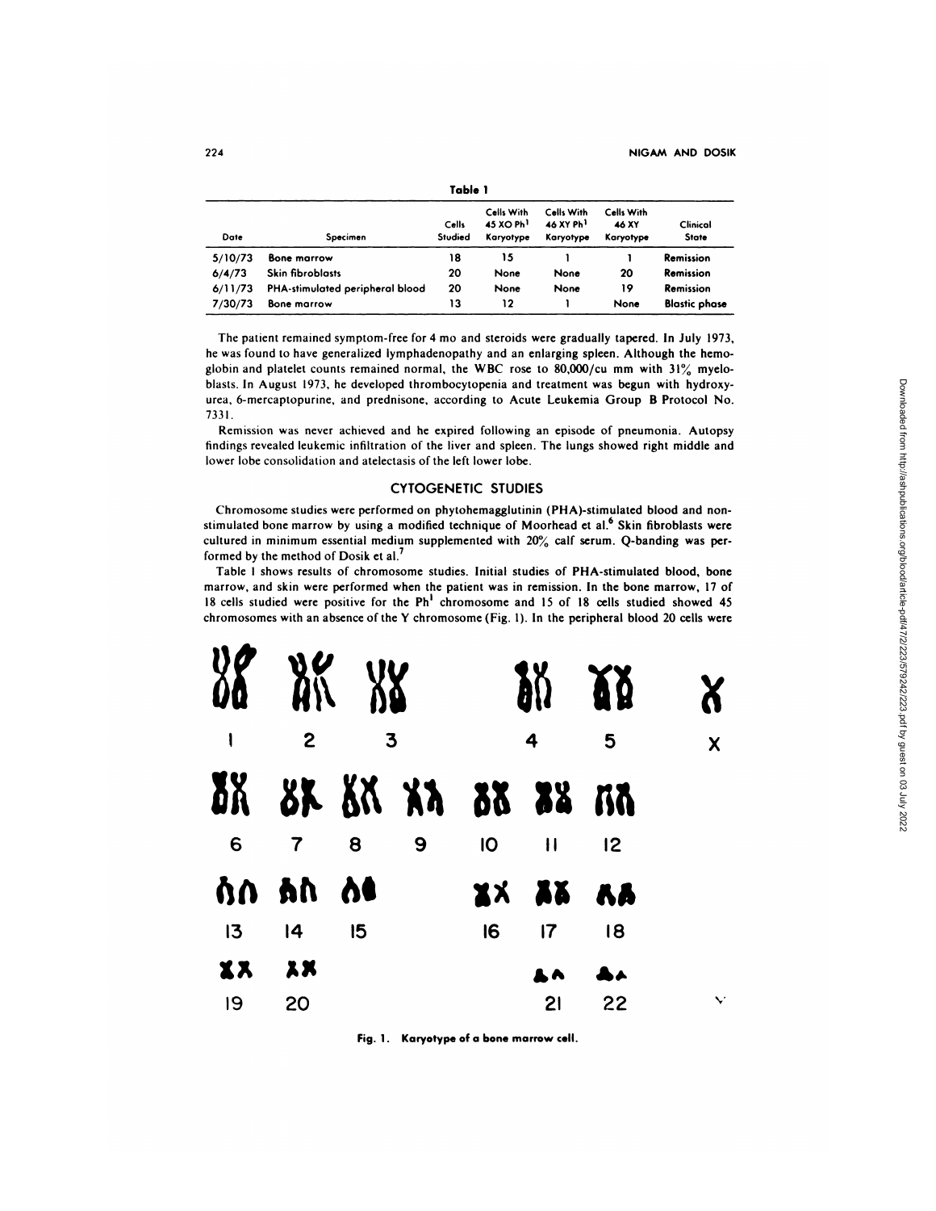**Table 1**

| Date | Specimen | Cells Studied | Cells With 45 XO $Ph^1$ Karyotype | Cells With 46 XY $Ph^1$ Karyotype | Cells With 46 XY Karyotype | Clinical State |
|---|---|---|---|---|---|---|
| 5/10/73 | Bone marrow | 18 | 15 | 1 | 1 | Remission |
| 6/4/73 | Skin fibroblasts | 20 | None | None | 20 | Remission |
| 6/11/73 | PHA-stimulated peripheral blood | 20 | None | None | 19 | Remission |
| 7/30/73 | Bone marrow | 13 | 12 | 1 | None | Blastic phase |

The patient remained symptom-free for 4 mo and steroids were gradually tapered. In July 1973, he was found to have generalized lymphadenopathy and an enlarging spleen. Although the hemoglobin and platelet counts remained normal, the WBC rose to 80,000/cu mm with 31% myeloblasts. In August 1973, he developed thrombocytopenia and treatment was begun with hydroxyurea, 6-mercaptopurine, and prednisone, according to Acute Leukemia Group B Protocol No. 7331.

Remission was never achieved and he expired following an episode of pneumonia. Autopsy findings revealed leukemic infiltration of the liver and spleen. The lungs showed right middle and lower lobe consolidation and atelectasis of the left lower lobe.

## CYTOGENETIC STUDIES

Chromosome studies were performed on phytohemagglutinin (PHA)-stimulated blood and nonstimulated bone marrow by using a modified technique of Moorhead et al.[6] Skin fibroblasts were cultured in minimum essential medium supplemented with 20% calf serum. Q-banding was performed by the method of Dosik et al.[7]

Table 1 shows results of chromosome studies. Initial studies of PHA-stimulated blood, bone marrow, and skin were performed when the patient was in remission. In the bone marrow, 17 of 18 cells studied were positive for the $Ph^1$ chromosome and 15 of 18 cells studied showed 45 chromosomes with an absence of the Y chromosome (Fig. 1). In the peripheral blood 20 cells were

Fig. 1. Karyotype of a bone marrow cell.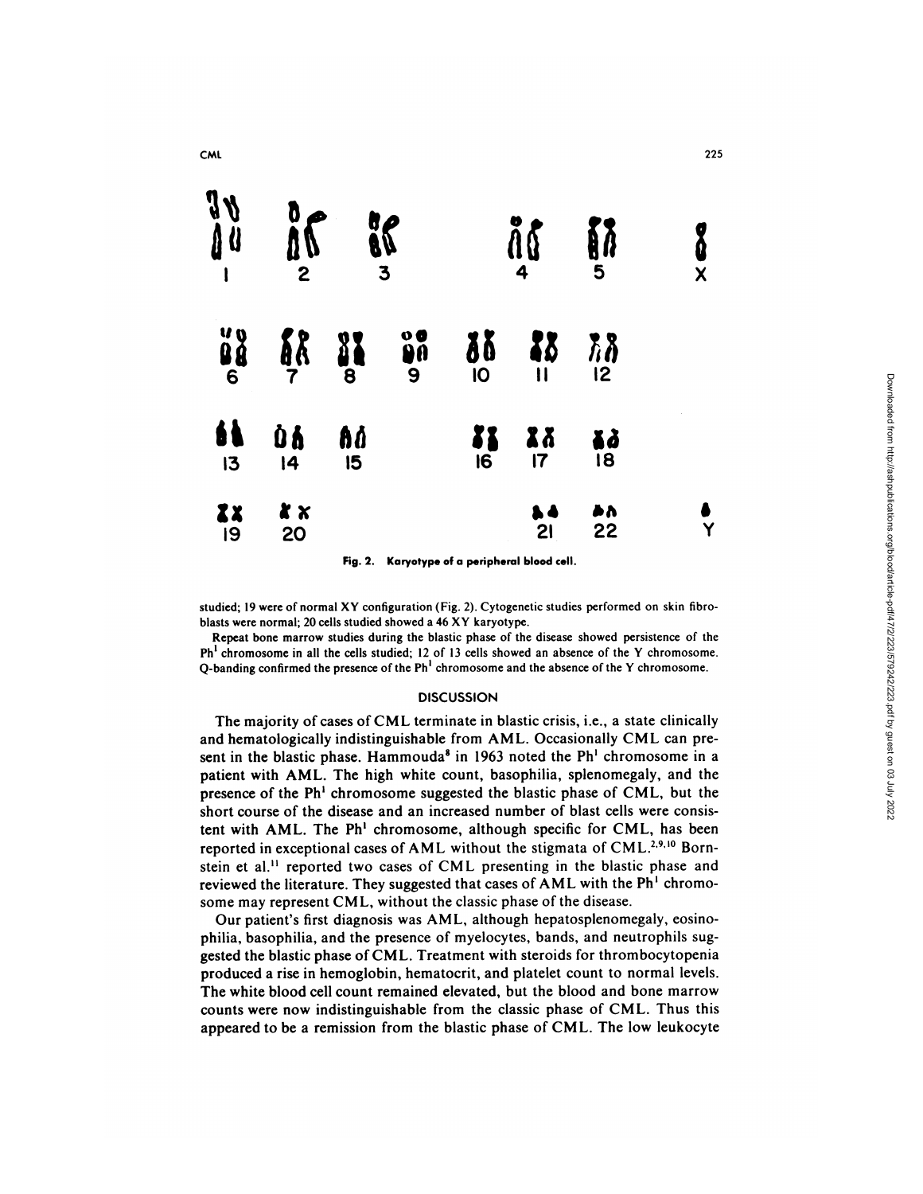Fig. 2. Karyotype of a peripheral blood cell.

studied; 19 were of normal XY configuration (Fig. 2). Cytogenetic studies performed on skin fibroblasts were normal; 20 cells studied showed a 46 XY karyotype.

Repeat bone marrow studies during the blastic phase of the disease showed persistence of the Ph[1] chromosome in all the cells studied; 12 of 13 cells showed an absence of the Y chromosome. Q-banding confirmed the presence of the Ph[1] chromosome and the absence of the Y chromosome.

## DISCUSSION

The majority of cases of CML terminate in blastic crisis, i.e., a state clinically and hematologically indistinguishable from AML. Occasionally CML can present in the blastic phase. Hammouda[8] in 1963 noted the Ph[1] chromosome in a patient with AML. The high white count, basophilia, splenomegaly, and the presence of the Ph[1] chromosome suggested the blastic phase of CML, but the short course of the disease and an increased number of blast cells were consistent with AML. The Ph[1] chromosome, although specific for CML, has been reported in exceptional cases of AML without the stigmata of CML.[2,9,10] Bornstein et al.[11] reported two cases of CML presenting in the blastic phase and reviewed the literature. They suggested that cases of AML with the Ph[1] chromosome may represent CML, without the classic phase of the disease.

Our patient's first diagnosis was AML, although hepatosplenomegaly, eosinophilia, basophilia, and the presence of myelocytes, bands, and neutrophils suggested the blastic phase of CML. Treatment with steroids for thrombocytopenia produced a rise in hemoglobin, hematocrit, and platelet count to normal levels. The white blood cell count remained elevated, but the blood and bone marrow counts were now indistinguishable from the classic phase of CML. Thus this appeared to be a remission from the blastic phase of CML. The low leukocyte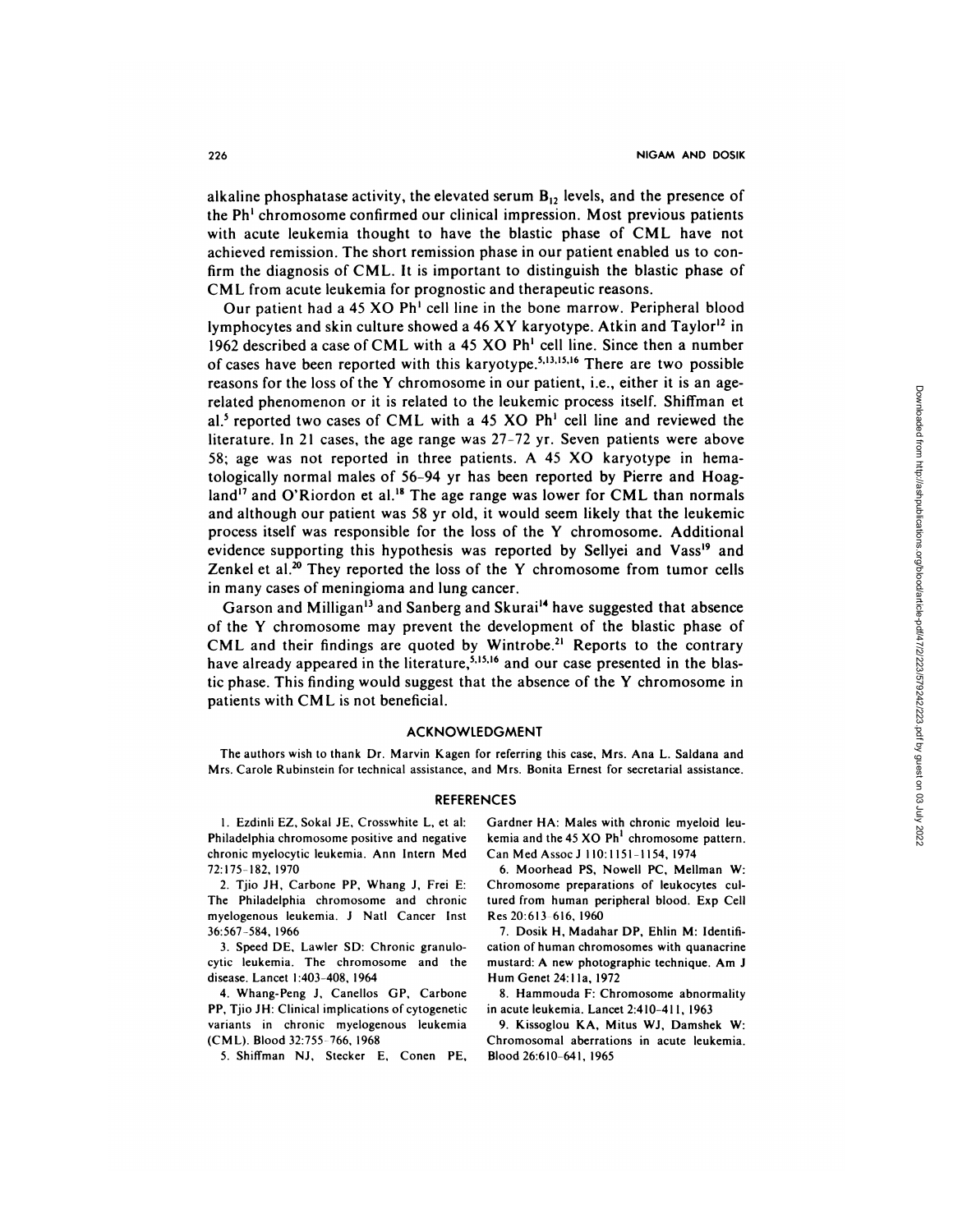alkaline phosphatase activity, the elevated serum $B_{12}$ levels, and the presence of the $Ph^1$ chromosome confirmed our clinical impression. Most previous patients with acute leukemia thought to have the blastic phase of CML have not achieved remission. The short remission phase in our patient enabled us to confirm the diagnosis of CML. It is important to distinguish the blastic phase of CML from acute leukemia for prognostic and therapeutic reasons.

Our patient had a 45 XO $Ph^1$ cell line in the bone marrow. Peripheral blood lymphocytes and skin culture showed a 46 XY karyotype. Atkin and Taylor[12] in 1962 described a case of CML with a 45 XO $Ph^1$ cell line. Since then a number of cases have been reported with this karyotype.[5,13,15,16] There are two possible reasons for the loss of the Y chromosome in our patient, i.e., either it is an age-related phenomenon or it is related to the leukemic process itself. Shiffman et al.[5] reported two cases of CML with a 45 XO $Ph^1$ cell line and reviewed the literature. In 21 cases, the age range was 27–72 yr. Seven patients were above 58; age was not reported in three patients. A 45 XO karyotype in hematologically normal males of 56–94 yr has been reported by Pierre and Hoagland[17] and O'Riordon et al.[18] The age range was lower for CML than normals and although our patient was 58 yr old, it would seem likely that the leukemic process itself was responsible for the loss of the Y chromosome. Additional evidence supporting this hypothesis was reported by Sellyei and Vass[19] and Zenkel et al.[20] They reported the loss of the Y chromosome from tumor cells in many cases of meningioma and lung cancer.

Garson and Milligan[13] and Sanberg and Skurai[14] have suggested that absence of the Y chromosome may prevent the development of the blastic phase of CML and their findings are quoted by Wintrobe.[21] Reports to the contrary have already appeared in the literature,[5,15,16] and our case presented in the blastic phase. This finding would suggest that the absence of the Y chromosome in patients with CML is not beneficial.

## ACKNOWLEDGMENT

The authors wish to thank Dr. Marvin Kagen for referring this case, Mrs. Ana L. Saldana and Mrs. Carole Rubinstein for technical assistance, and Mrs. Bonita Ernest for secretarial assistance.

## REFERENCES

1. Ezdinli EZ, Sokal JE, Crosswhite L, et al: Philadelphia chromosome positive and negative chronic myelocytic leukemia. Ann Intern Med 72:175–182, 1970

2. Tjio JH, Carbone PP, Whang J, Frei E: The Philadelphia chromosome and chronic myelogenous leukemia. J Natl Cancer Inst 36:567–584, 1966

3. Speed DE, Lawler SD: Chronic granulocytic leukemia. The chromosome and the disease. Lancet 1:403–408, 1964

4. Whang-Peng J, Canellos GP, Carbone PP, Tjio JH: Clinical implications of cytogenetic variants in chronic myelogenous leukemia (CML). Blood 32:755–766, 1968

5. Shiffman NJ, Stecker E, Conen PE, Gardner HA: Males with chronic myeloid leukemia and the 45 XO $Ph^1$ chromosome pattern. Can Med Assoc J 110:1151–1154, 1974

6. Moorhead PS, Nowell PC, Mellman W: Chromosome preparations of leukocytes cultured from human peripheral blood. Exp Cell Res 20:613–616, 1960

7. Dosik H, Madahar DP, Ehlin M: Identification of human chromosomes with quanacrine mustard: A new photographic technique. Am J Hum Genet 24:11a, 1972

8. Hammouda F: Chromosome abnormality in acute leukemia. Lancet 2:410–411, 1963

9. Kissoglou KA, Mitus WJ, Damshek W: Chromosomal aberrations in acute leukemia. Blood 26:610–641, 1965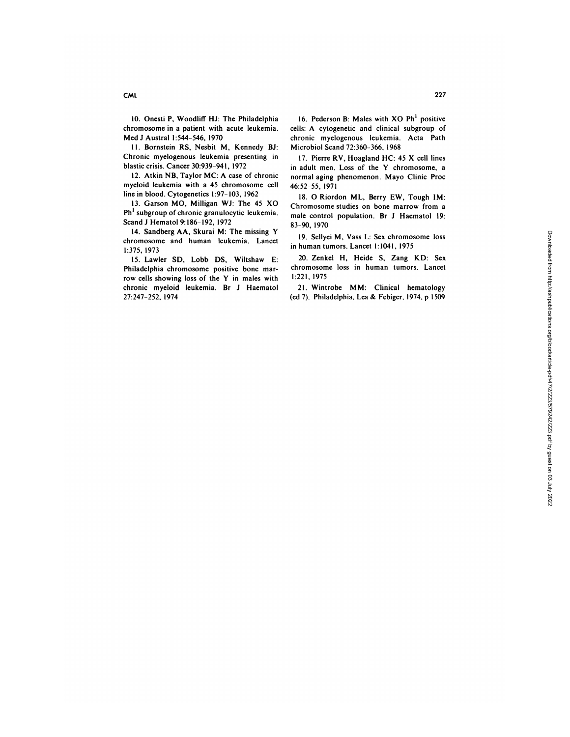10. Onesti P, Woodliff HJ: The Philadelphia chromosome in a patient with acute leukemia. Med J Austral 1:544–546, 1970

11. Bornstein RS, Nesbit M, Kennedy BJ: Chronic myelogenous leukemia presenting in blastic crisis. Cancer 30:939–941, 1972

12. Atkin NB, Taylor MC: A case of chronic myeloid leukemia with a 45 chromosome cell line in blood. Cytogenetics 1:97–103, 1962

13. Garson MO, Milligan WJ: The 45 XO Ph[1] subgroup of chronic granulocytic leukemia. Scand J Hematol 9:186–192, 1972

14. Sandberg AA, Skurai M: The missing Y chromosome and human leukemia. Lancet 1:375, 1973

15. Lawler SD, Lobb DS, Wiltshaw E: Philadelphia chromosome positive bone marrow cells showing loss of the Y in males with chronic myeloid leukemia. Br J Haematol 27:247–252, 1974

16. Pederson B: Males with XO Ph[1] positive cells: A cytogenetic and clinical subgroup of chronic myelogenous leukemia. Acta Path Microbiol Scand 72:360–366, 1968

17. Pierre RV, Hoagland HC: 45 X cell lines in adult men. Loss of the Y chromosome, a normal aging phenomenon. Mayo Clinic Proc 46:52–55, 1971

18. O Riordon ML, Berry EW, Tough IM: Chromosome studies on bone marrow from a male control population. Br J Haematol 19: 83–90, 1970

19. Sellyei M, Vass L: Sex chromosome loss in human tumors. Lancet 1:1041, 1975

20. Zenkel H, Heide S, Zang KD: Sex chromosome loss in human tumors. Lancet 1:221, 1975

21. Wintrobe MM: Clinical hematology (ed 7). Philadelphia, Lea & Febiger, 1974, p 1509